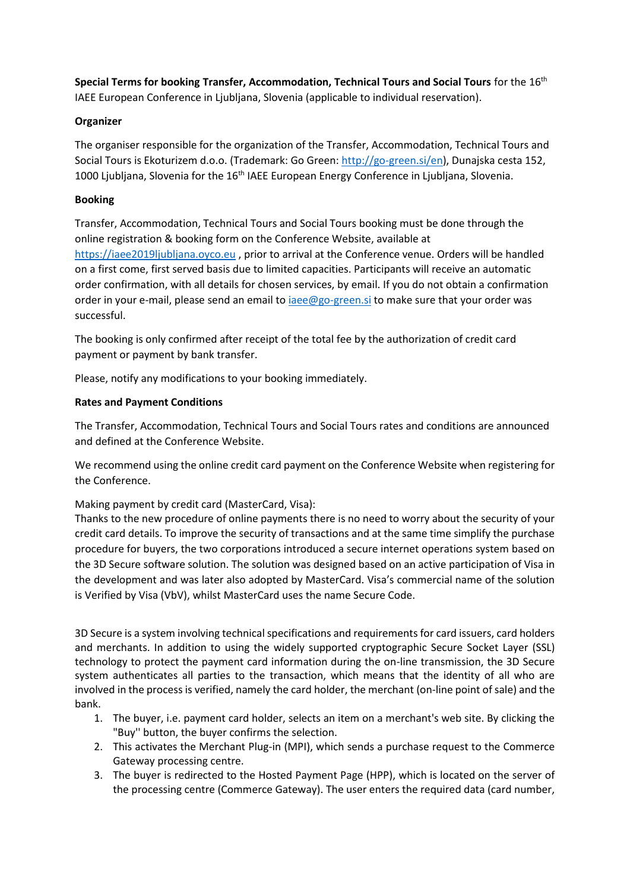**Special Terms for booking Transfer, Accommodation, Technical Tours and Social Tours** for the 16th IAEE European Conference in Ljubljana, Slovenia (applicable to individual reservation).

**Organizer**

The organiser responsible for the organization of the Transfer, Accommodation, Technical Tours and Social Tours is Ekoturizem d.o.o. (Trademark: Go Green: http://go-green.si/en), Dunajska cesta 152, 1000 Ljubljana, Slovenia for the 16th IAEE European Energy Conference in Ljubljana, Slovenia.

**Booking**

Transfer, Accommodation, Technical Tours and Social Tours booking must be done through the online registration & booking form on the Conference Website, available at https://iaee2019ljubljana.oyco.eu , prior to arrival at the Conference venue. Orders will be handled on a first come, first served basis due to limited capacities. Participants will receive an automatic order confirmation, with all details for chosen services, by email. If you do not obtain a confirmation order in your e-mail, please send an email to iaee@go-green.si to make sure that your order was successful.

The booking is only confirmed after receipt of the total fee by the authorization of credit card payment or payment by bank transfer.

Please, notify any modifications to your booking immediately.

**Rates and Payment Conditions**

The Transfer, Accommodation, Technical Tours and Social Tours rates and conditions are announced and defined at the Conference Website.

We recommend using the online credit card payment on the Conference Website when registering for the Conference.

Making payment by credit card (MasterCard, Visa):
Thanks to the new procedure of online payments there is no need to worry about the security of your credit card details. To improve the security of transactions and at the same time simplify the purchase procedure for buyers, the two corporations introduced a secure internet operations system based on the 3D Secure software solution. The solution was designed based on an active participation of Visa in the development and was later also adopted by MasterCard. Visa's commercial name of the solution is Verified by Visa (VbV), whilst MasterCard uses the name Secure Code.

3D Secure is a system involving technical specifications and requirements for card issuers, card holders and merchants. In addition to using the widely supported cryptographic Secure Socket Layer (SSL) technology to protect the payment card information during the on-line transmission, the 3D Secure system authenticates all parties to the transaction, which means that the identity of all who are involved in the process is verified, namely the card holder, the merchant (on-line point of sale) and the bank.

1. The buyer, i.e. payment card holder, selects an item on a merchant's web site. By clicking the "Buy'' button, the buyer confirms the selection.
2. This activates the Merchant Plug-in (MPI), which sends a purchase request to the Commerce Gateway processing centre.
3. The buyer is redirected to the Hosted Payment Page (HPP), which is located on the server of the processing centre (Commerce Gateway). The user enters the required data (card number,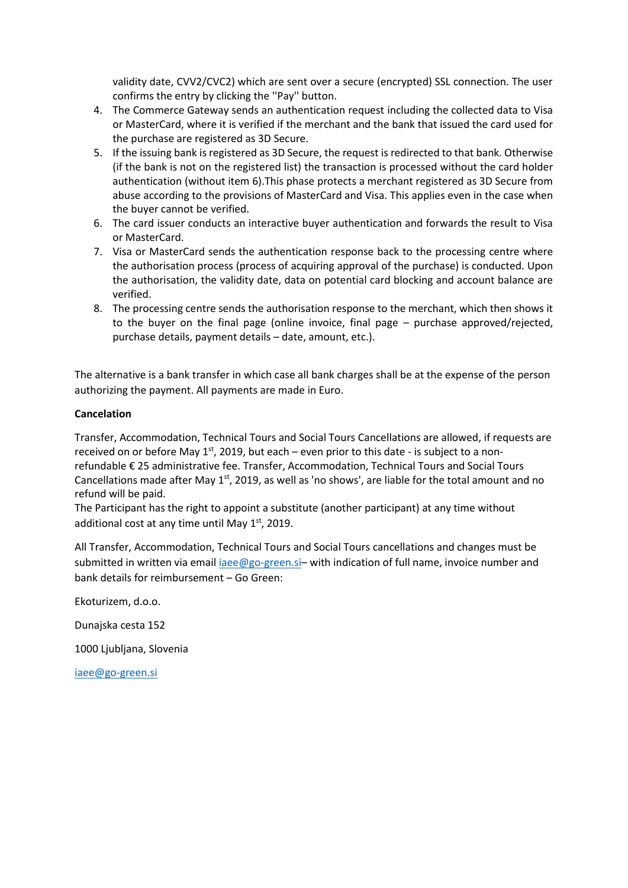validity date, CVV2/CVC2) which are sent over a secure (encrypted) SSL connection. The user confirms the entry by clicking the ''Pay'' button.

4. The Commerce Gateway sends an authentication request including the collected data to Visa or MasterCard, where it is verified if the merchant and the bank that issued the card used for the purchase are registered as 3D Secure.
5. If the issuing bank is registered as 3D Secure, the request is redirected to that bank. Otherwise (if the bank is not on the registered list) the transaction is processed without the card holder authentication (without item 6).This phase protects a merchant registered as 3D Secure from abuse according to the provisions of MasterCard and Visa. This applies even in the case when the buyer cannot be verified.
6. The card issuer conducts an interactive buyer authentication and forwards the result to Visa or MasterCard.
7. Visa or MasterCard sends the authentication response back to the processing centre where the authorisation process (process of acquiring approval of the purchase) is conducted. Upon the authorisation, the validity date, data on potential card blocking and account balance are verified.
8. The processing centre sends the authorisation response to the merchant, which then shows it to the buyer on the final page (online invoice, final page – purchase approved/rejected, purchase details, payment details – date, amount, etc.).

The alternative is a bank transfer in which case all bank charges shall be at the expense of the person authorizing the payment. All payments are made in Euro.

**Cancelation**

Transfer, Accommodation, Technical Tours and Social Tours Cancellations are allowed, if requests are received on or before May 1st, 2019, but each – even prior to this date - is subject to a non-refundable € 25 administrative fee. Transfer, Accommodation, Technical Tours and Social Tours Cancellations made after May 1st, 2019, as well as 'no shows', are liable for the total amount and no refund will be paid.
The Participant has the right to appoint a substitute (another participant) at any time without additional cost at any time until May 1st, 2019.

All Transfer, Accommodation, Technical Tours and Social Tours cancellations and changes must be submitted in written via email iaee@go-green.si– with indication of full name, invoice number and bank details for reimbursement – Go Green:

Ekoturizem, d.o.o.

Dunajska cesta 152

1000 Ljubljana, Slovenia

iaee@go-green.si